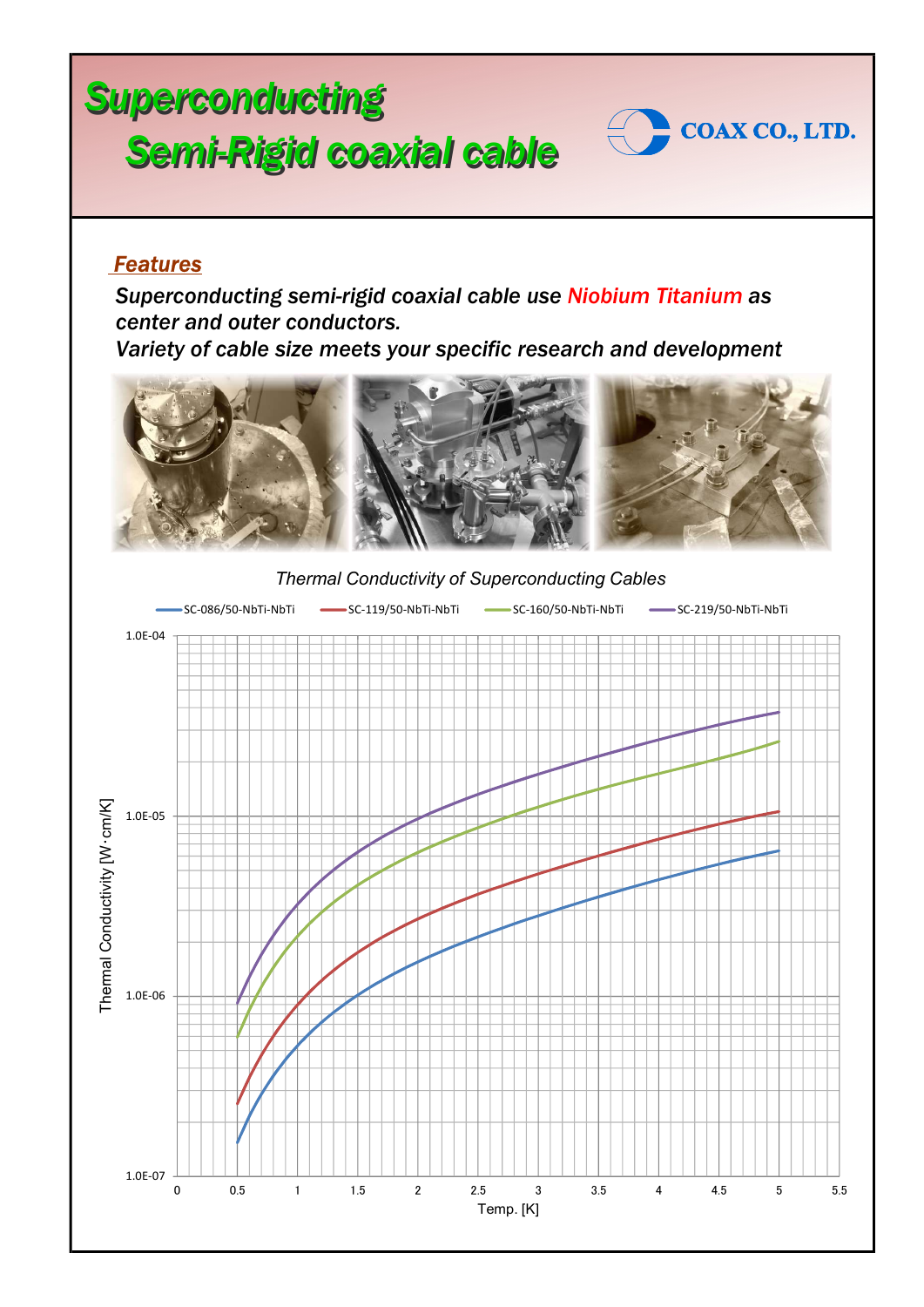# Superconducting Semi-Rigid coaxial cable

COAX CO., LTD.

## *Features*

*Superconducting semi-rigid coaxial cable use Niobium Titanium as center and outer conductors.*

*Variety of cable size meets your specific research and development*

*Thermal Conductivity of Superconducting Cables*

SC-086/50-NbTi-NbTi, SC-119/50-NbTi-NbTi, SC-160/50-NbTi-NbTi, SC-219/50-NbTi-NbTi

Thermal Conductivity [W·cm/K]

Temp. [K]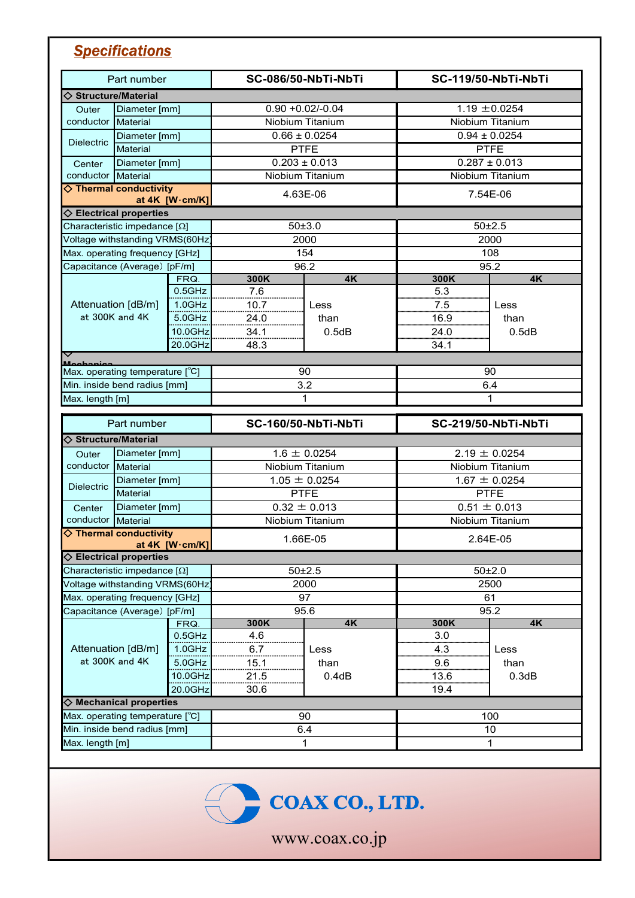## *Specifications*

| Part number | | | SC-086/50-NbTi-NbTi | | SC-119/50-NbTi-NbTi | |
|---|---|---|---|---|---|---|
| ◇ Structure/Material | | | | | | |
| Outer conductor | Diameter [mm] | | 0.90 +0.02/-0.04 | | 1.19 ±0.0254 | |
| | Material | | Niobium Titanium | | Niobium Titanium | |
| Dielectric | Diameter [mm] | | 0.66 ± 0.0254 | | 0.94 ± 0.0254 | |
| | Material | | PTFE | | PTFE | |
| Center conductor | Diameter [mm] | | 0.203 ± 0.013 | | 0.287 ± 0.013 | |
| | Material | | Niobium Titanium | | Niobium Titanium | |
| ◇ Thermal conductivity at 4K [W·cm/K] | | | 4.63E-06 | | 7.54E-06 | |
| ◇ Electrical properties | | | | | | |
| Characteristic impedance [Ω] | | | 50±3.0 | | 50±2.5 | |
| Voltage withstanding VRMS(60Hz) | | | 2000 | | 2000 | |
| Max. operating frequency [GHz] | | | 154 | | 108 | |
| Capacitance (Average) [pF/m] | | | 96.2 | | 95.2 | |
| Attenuation [dB/m] at 300K and 4K | | FRQ. | 300K | 4K | 300K | 4K |
| | | 0.5GHz | 7.6 | Less than 0.5dB | 5.3 | Less than 0.5dB |
| | | 1.0GHz | 10.7 | | 7.5 | |
| | | 5.0GHz | 24.0 | | 16.9 | |
| | | 10.0GHz | 34.1 | | 24.0 | |
| | | 20.0GHz | 48.3 | | 34.1 | |
| ◇ Mechanical properties | | | | | | |
| Max. operating temperature [℃] | | | 90 | | 90 | |
| Min. inside bend radius [mm] | | | 3.2 | | 6.4 | |
| Max. length [m] | | | 1 | | 1 | |

| Part number | | | SC-160/50-NbTi-NbTi | | SC-219/50-NbTi-NbTi | |
|---|---|---|---|---|---|---|
| ◇ Structure/Material | | | | | | |
| Outer conductor | Diameter [mm] | | 1.6 ± 0.0254 | | 2.19 ± 0.0254 | |
| | Material | | Niobium Titanium | | Niobium Titanium | |
| Dielectric | Diameter [mm] | | 1.05 ± 0.0254 | | 1.67 ± 0.0254 | |
| | Material | | PTFE | | PTFE | |
| Center conductor | Diameter [mm] | | 0.32 ± 0.013 | | 0.51 ± 0.013 | |
| | Material | | Niobium Titanium | | Niobium Titanium | |
| ◇ Thermal conductivity at 4K [W·cm/K] | | | 1.66E-05 | | 2.64E-05 | |
| ◇ Electrical properties | | | | | | |
| Characteristic impedance [Ω] | | | 50±2.5 | | 50±2.0 | |
| Voltage withstanding VRMS(60Hz) | | | 2000 | | 2500 | |
| Max. operating frequency [GHz] | | | 97 | | 61 | |
| Capacitance (Average) [pF/m] | | | 95.6 | | 95.2 | |
| Attenuation [dB/m] at 300K and 4K | | FRQ. | 300K | 4K | 300K | 4K |
| | | 0.5GHz | 4.6 | Less than 0.4dB | 3.0 | Less than 0.3dB |
| | | 1.0GHz | 6.7 | | 4.3 | |
| | | 5.0GHz | 15.1 | | 9.6 | |
| | | 10.0GHz | 21.5 | | 13.6 | |
| | | 20.0GHz | 30.6 | | 19.4 | |
| ◇ Mechanical properties | | | | | | |
| Max. operating temperature [℃] | | | 90 | | 100 | |
| Min. inside bend radius [mm] | | | 6.4 | | 10 | |
| Max. length [m] | | | 1 | | 1 | |

COAX CO., LTD.

www.coax.co.jp